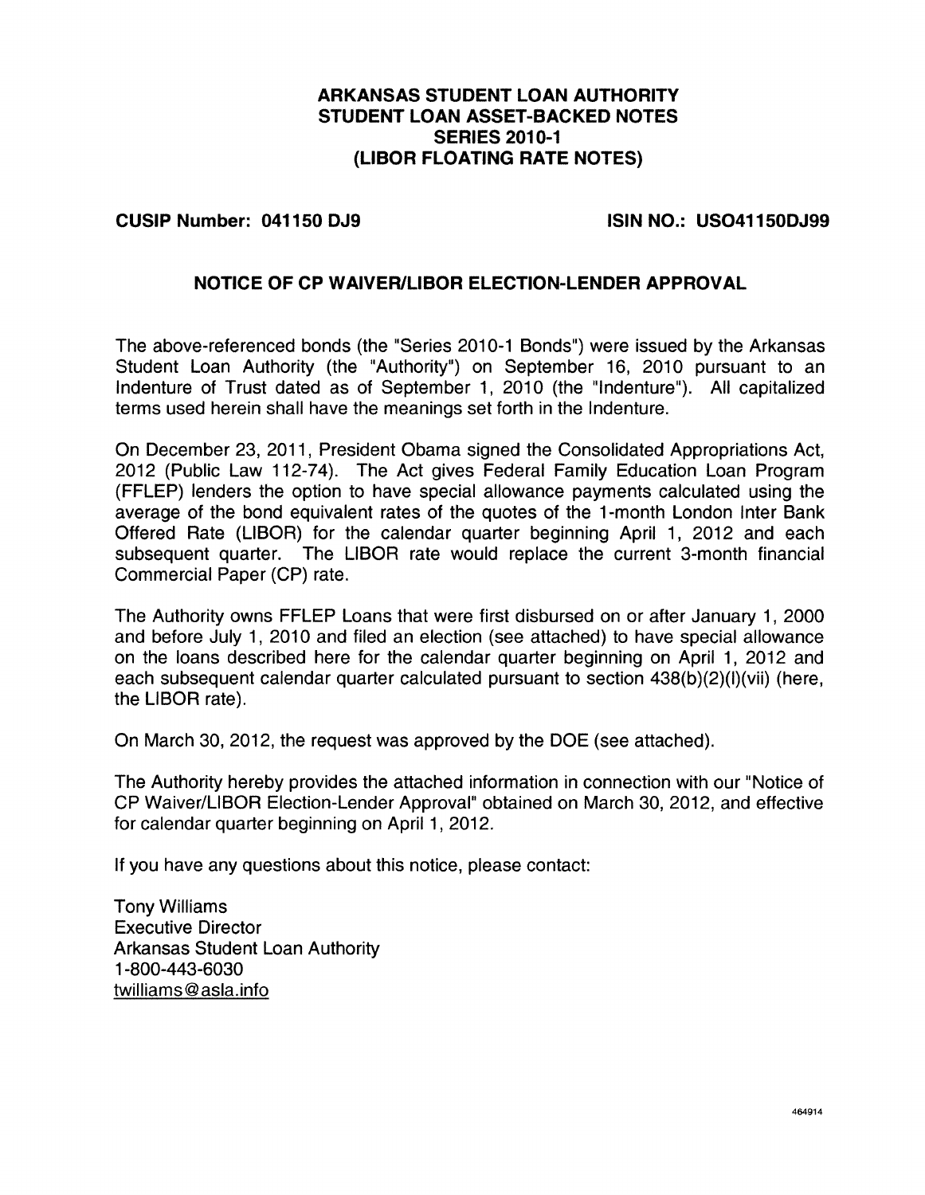# ARKANSAS STUDENT LOAN AUTHORITY
# STUDENT LOAN ASSET-BACKED NOTES
# SERIES 2010-1
# (LIBOR FLOATING RATE NOTES)

**CUSIP Number: 041150 DJ9** **ISIN NO.: US041150DJ99**

## NOTICE OF CP WAIVER/LIBOR ELECTION-LENDER APPROVAL

The above-referenced bonds (the "Series 2010-1 Bonds") were issued by the Arkansas Student Loan Authority (the "Authority") on September 16, 2010 pursuant to an Indenture of Trust dated as of September 1, 2010 (the "Indenture"). All capitalized terms used herein shall have the meanings set forth in the Indenture.

On December 23, 2011, President Obama signed the Consolidated Appropriations Act, 2012 (Public Law 112-74). The Act gives Federal Family Education Loan Program (FFLEP) lenders the option to have special allowance payments calculated using the average of the bond equivalent rates of the quotes of the 1-month London Inter Bank Offered Rate (LIBOR) for the calendar quarter beginning April 1, 2012 and each subsequent quarter. The LIBOR rate would replace the current 3-month financial Commercial Paper (CP) rate.

The Authority owns FFLEP Loans that were first disbursed on or after January 1, 2000 and before July 1, 2010 and filed an election (see attached) to have special allowance on the loans described here for the calendar quarter beginning on April 1, 2012 and each subsequent calendar quarter calculated pursuant to section 438(b)(2)(I)(vii) (here, the LIBOR rate).

On March 30, 2012, the request was approved by the DOE (see attached).

The Authority hereby provides the attached information in connection with our "Notice of CP Waiver/LIBOR Election-Lender Approval" obtained on March 30, 2012, and effective for calendar quarter beginning on April 1, 2012.

If you have any questions about this notice, please contact:

Tony Williams
Executive Director
Arkansas Student Loan Authority
1-800-443-6030
twilliams@asla.info

464914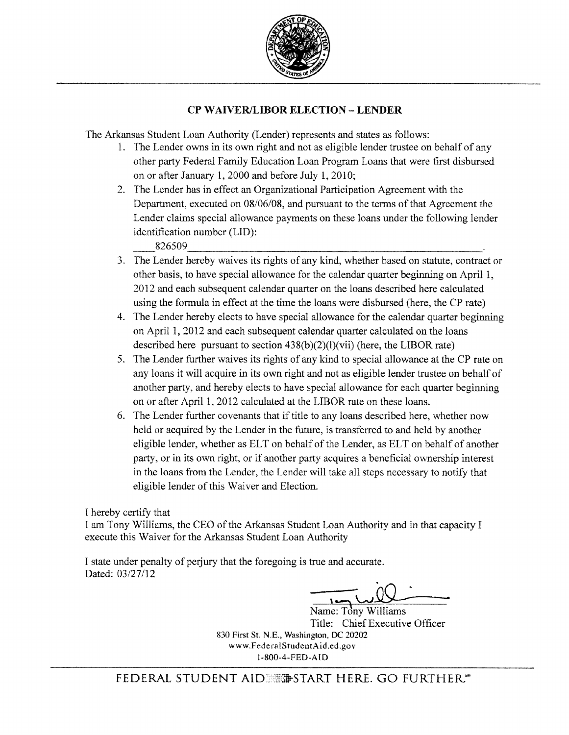## CP WAIVER/LIBOR ELECTION – LENDER

The Arkansas Student Loan Authority (Lender) represents and states as follows:

1. The Lender owns in its own right and not as eligible lender trustee on behalf of any other party Federal Family Education Loan Program Loans that were first disbursed on or after January 1, 2000 and before July 1, 2010;
2. The Lender has in effect an Organizational Participation Agreement with the Department, executed on 08/06/08, and pursuant to the terms of that Agreement the Lender claims special allowance payments on these loans under the following lender identification number (LID):

   826509.
3. The Lender hereby waives its rights of any kind, whether based on statute, contract or other basis, to have special allowance for the calendar quarter beginning on April 1, 2012 and each subsequent calendar quarter on the loans described here calculated using the formula in effect at the time the loans were disbursed (here, the CP rate)
4. The Lender hereby elects to have special allowance for the calendar quarter beginning on April 1, 2012 and each subsequent calendar quarter calculated on the loans described here pursuant to section 438(b)(2)(I)(vii) (here, the LIBOR rate)
5. The Lender further waives its rights of any kind to special allowance at the CP rate on any loans it will acquire in its own right and not as eligible lender trustee on behalf of another party, and hereby elects to have special allowance for each quarter beginning on or after April 1, 2012 calculated at the LIBOR rate on these loans.
6. The Lender further covenants that if title to any loans described here, whether now held or acquired by the Lender in the future, is transferred to and held by another eligible lender, whether as ELT on behalf of the Lender, as ELT on behalf of another party, or in its own right, or if another party acquires a beneficial ownership interest in the loans from the Lender, the Lender will take all steps necessary to notify that eligible lender of this Waiver and Election.

I hereby certify that
I am Tony Williams, the CEO of the Arkansas Student Loan Authority and in that capacity I execute this Waiver for the Arkansas Student Loan Authority

I state under penalty of perjury that the foregoing is true and accurate.
Dated: 03/27/12

Name: Tony Williams
Title: Chief Executive Officer

830 First St. N.E., Washington, DC 20202
www.FederalStudentAid.ed.gov
1-800-4-FED-AID

FEDERAL STUDENT AID START HERE. GO FURTHER.℠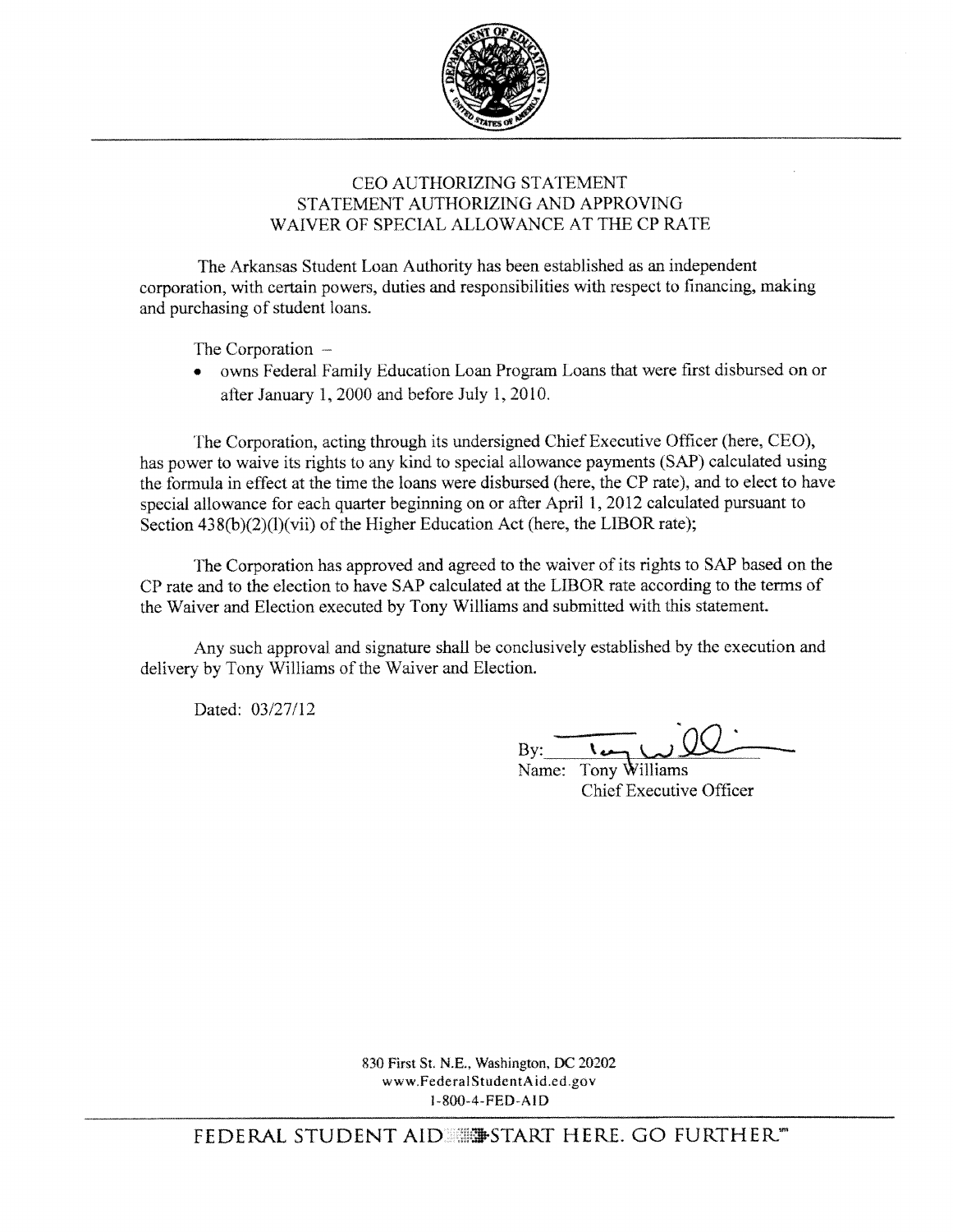# CEO AUTHORIZING STATEMENT
## STATEMENT AUTHORIZING AND APPROVING
## WAIVER OF SPECIAL ALLOWANCE AT THE CP RATE

The Arkansas Student Loan Authority has been established as an independent corporation, with certain powers, duties and responsibilities with respect to financing, making and purchasing of student loans.

The Corporation –

- owns Federal Family Education Loan Program Loans that were first disbursed on or after January 1, 2000 and before July 1, 2010.

The Corporation, acting through its undersigned Chief Executive Officer (here, CEO), has power to waive its rights to any kind to special allowance payments (SAP) calculated using the formula in effect at the time the loans were disbursed (here, the CP rate), and to elect to have special allowance for each quarter beginning on or after April 1, 2012 calculated pursuant to Section 438(b)(2)(I)(vii) of the Higher Education Act (here, the LIBOR rate);

The Corporation has approved and agreed to the waiver of its rights to SAP based on the CP rate and to the election to have SAP calculated at the LIBOR rate according to the terms of the Waiver and Election executed by Tony Williams and submitted with this statement.

Any such approval and signature shall be conclusively established by the execution and delivery by Tony Williams of the Waiver and Election.

Dated: 03/27/12

By: ______________________
Name: Tony Williams
Chief Executive Officer

830 First St. N.E., Washington, DC 20202
www.FederalStudentAid.ed.gov
1-800-4-FED-AID

FEDERAL STUDENT AID START HERE. GO FURTHER.℠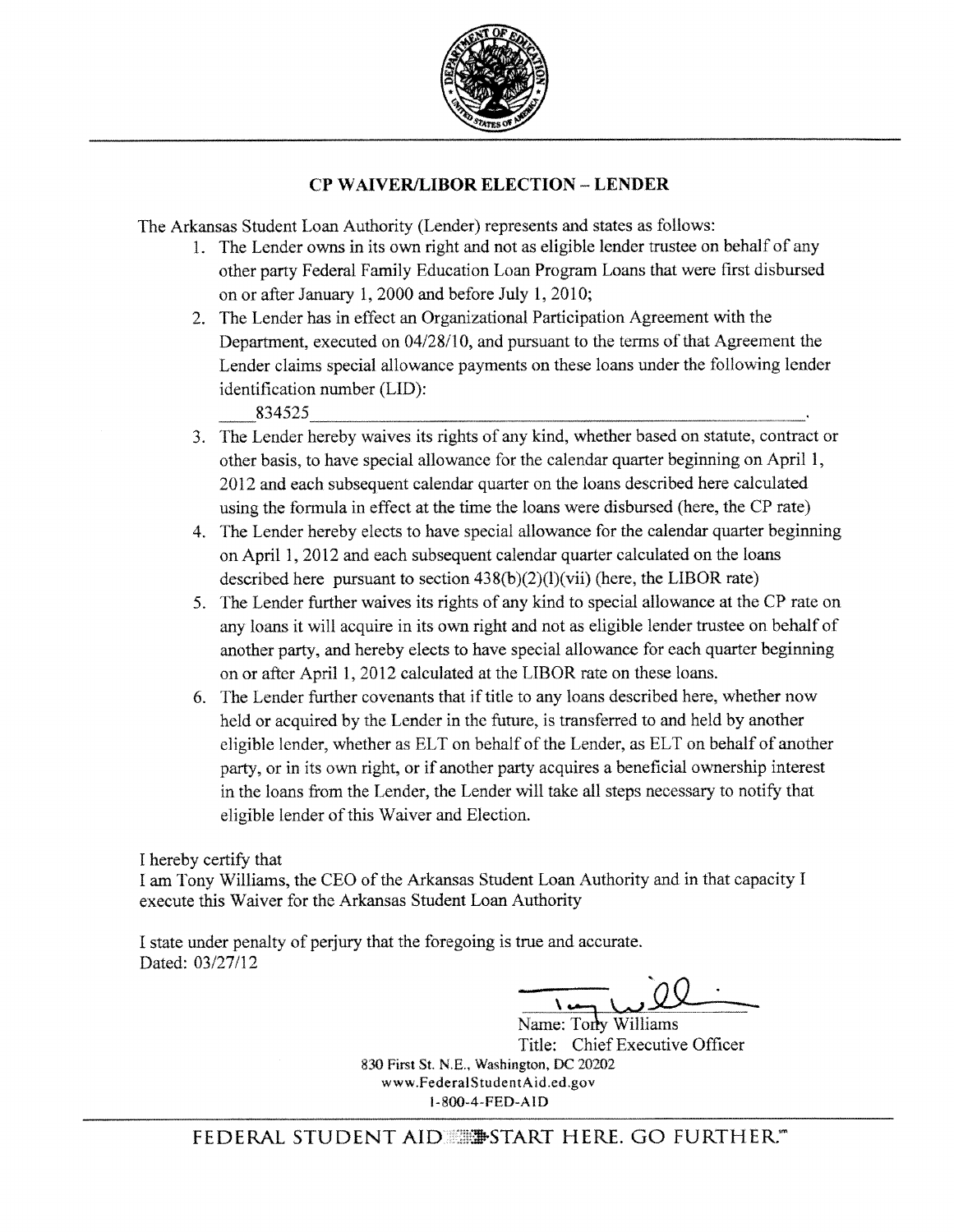**CP WAIVER/LIBOR ELECTION – LENDER**

The Arkansas Student Loan Authority (Lender) represents and states as follows:

1. The Lender owns in its own right and not as eligible lender trustee on behalf of any other party Federal Family Education Loan Program Loans that were first disbursed on or after January 1, 2000 and before July 1, 2010;
2. The Lender has in effect an Organizational Participation Agreement with the Department, executed on 04/28/10, and pursuant to the terms of that Agreement the Lender claims special allowance payments on these loans under the following lender identification number (LID):

   834525.
3. The Lender hereby waives its rights of any kind, whether based on statute, contract or other basis, to have special allowance for the calendar quarter beginning on April 1, 2012 and each subsequent calendar quarter on the loans described here calculated using the formula in effect at the time the loans were disbursed (here, the CP rate)
4. The Lender hereby elects to have special allowance for the calendar quarter beginning on April 1, 2012 and each subsequent calendar quarter calculated on the loans described here pursuant to section 438(b)(2)(I)(vii) (here, the LIBOR rate)
5. The Lender further waives its rights of any kind to special allowance at the CP rate on any loans it will acquire in its own right and not as eligible lender trustee on behalf of another party, and hereby elects to have special allowance for each quarter beginning on or after April 1, 2012 calculated at the LIBOR rate on these loans.
6. The Lender further covenants that if title to any loans described here, whether now held or acquired by the Lender in the future, is transferred to and held by another eligible lender, whether as ELT on behalf of the Lender, as ELT on behalf of another party, or in its own right, or if another party acquires a beneficial ownership interest in the loans from the Lender, the Lender will take all steps necessary to notify that eligible lender of this Waiver and Election.

I hereby certify that
I am Tony Williams, the CEO of the Arkansas Student Loan Authority and in that capacity I execute this Waiver for the Arkansas Student Loan Authority

I state under penalty of perjury that the foregoing is true and accurate.
Dated: 03/27/12

Name: Tony Williams
Title: Chief Executive Officer

830 First St. N.E., Washington, DC 20202
www.FederalStudentAid.ed.gov
1-800-4-FED-AID

FEDERAL STUDENT AID START HERE. GO FURTHER.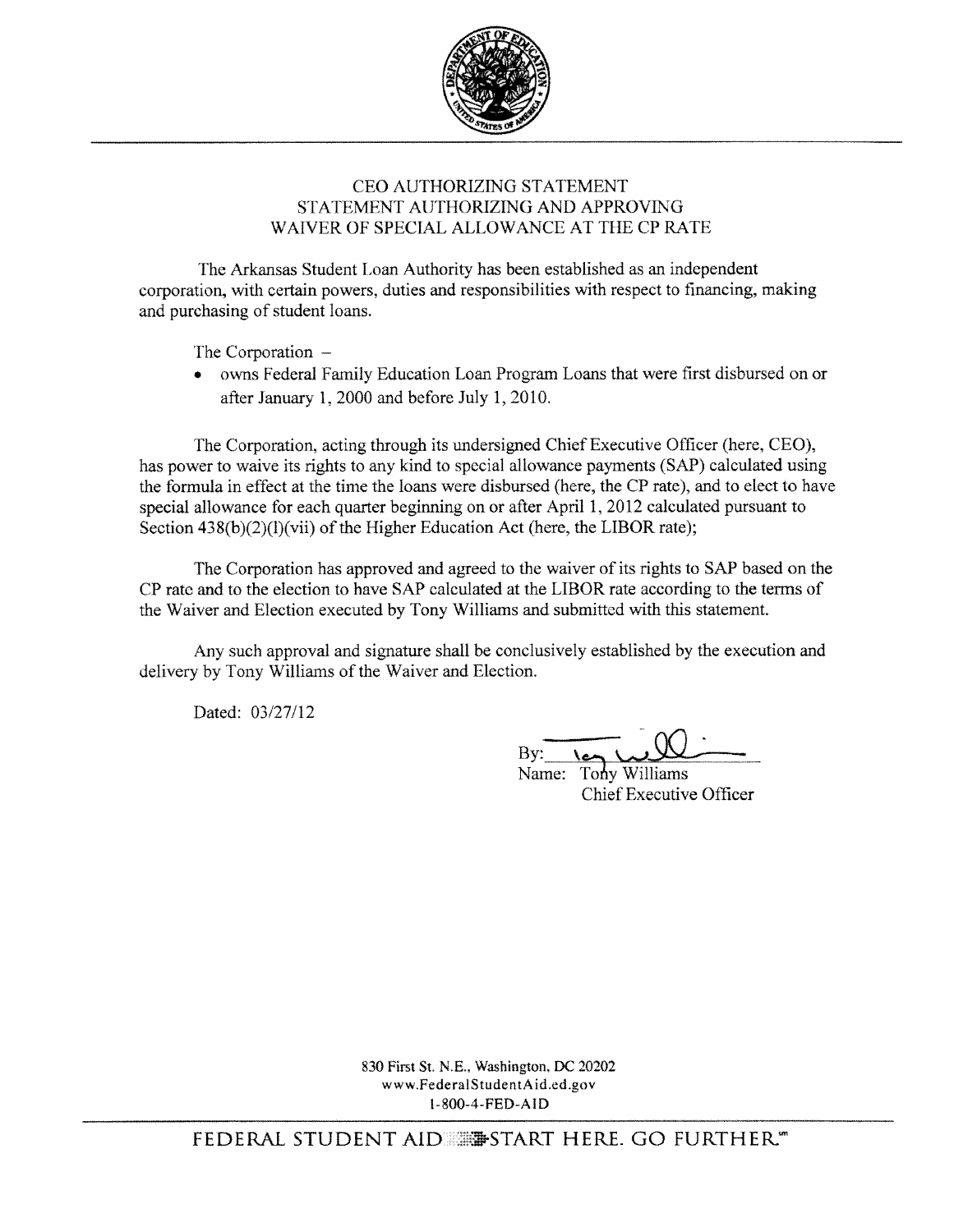# CEO AUTHORIZING STATEMENT
## STATEMENT AUTHORIZING AND APPROVING WAIVER OF SPECIAL ALLOWANCE AT THE CP RATE

The Arkansas Student Loan Authority has been established as an independent corporation, with certain powers, duties and responsibilities with respect to financing, making and purchasing of student loans.

The Corporation –

- owns Federal Family Education Loan Program Loans that were first disbursed on or after January 1, 2000 and before July 1, 2010.

The Corporation, acting through its undersigned Chief Executive Officer (here, CEO), has power to waive its rights to any kind to special allowance payments (SAP) calculated using the formula in effect at the time the loans were disbursed (here, the CP rate), and to elect to have special allowance for each quarter beginning on or after April 1, 2012 calculated pursuant to Section 438(b)(2)(I)(vii) of the Higher Education Act (here, the LIBOR rate);

The Corporation has approved and agreed to the waiver of its rights to SAP based on the CP rate and to the election to have SAP calculated at the LIBOR rate according to the terms of the Waiver and Election executed by Tony Williams and submitted with this statement.

Any such approval and signature shall be conclusively established by the execution and delivery by Tony Williams of the Waiver and Election.

Dated: 03/27/12

By: [signature]
Name: Tony Williams
Chief Executive Officer

830 First St. N.E., Washington, DC 20202
www.FederalStudentAid.ed.gov
1-800-4-FED-AID

FEDERAL STUDENT AID START HERE. GO FURTHER.℠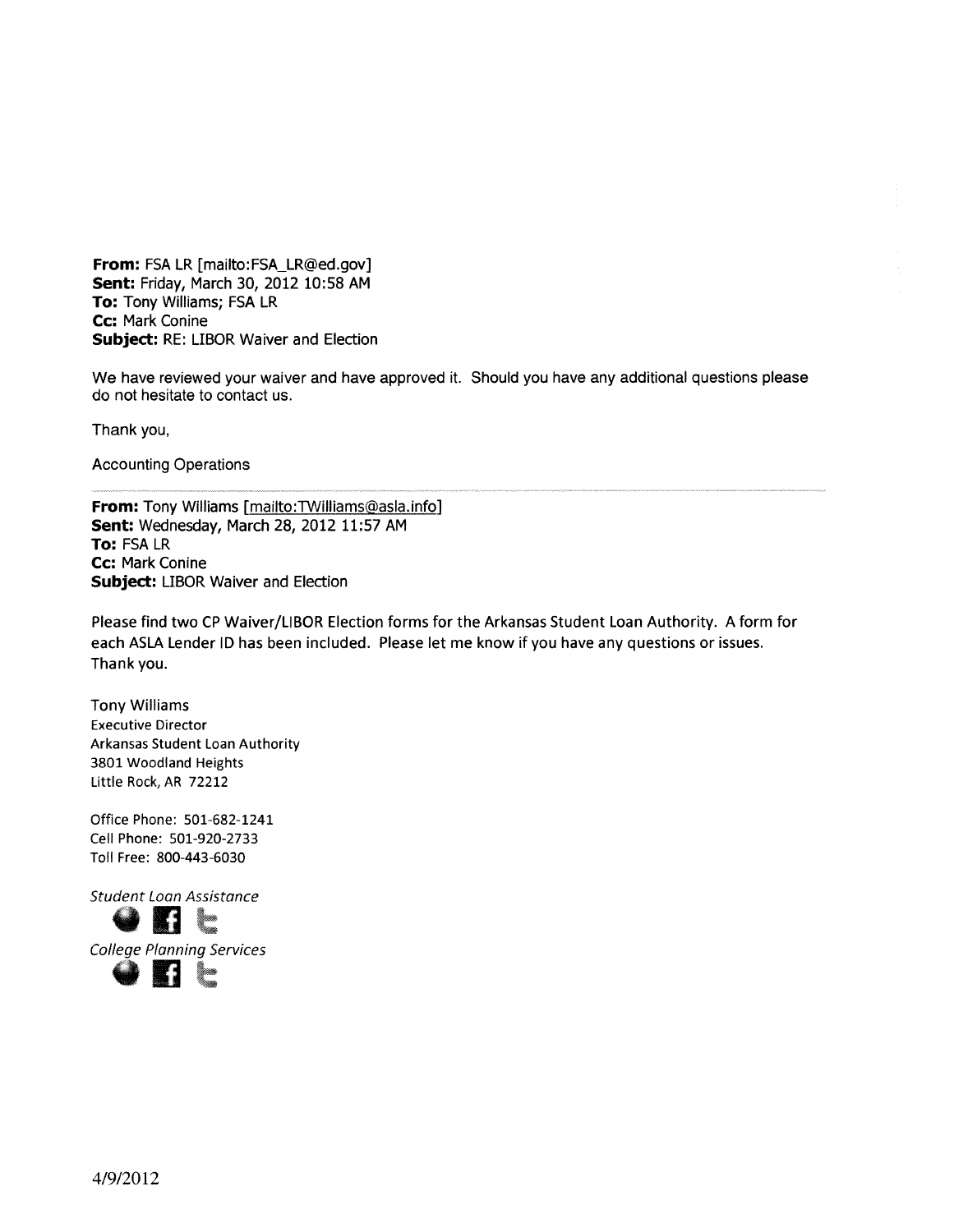**From:** FSA LR [mailto:FSA_LR@ed.gov]
**Sent:** Friday, March 30, 2012 10:58 AM
**To:** Tony Williams; FSA LR
**Cc:** Mark Conine
**Subject:** RE: LIBOR Waiver and Election

We have reviewed your waiver and have approved it. Should you have any additional questions please do not hesitate to contact us.

Thank you,

Accounting Operations

---

**From:** Tony Williams [mailto:TWilliams@asla.info]
**Sent:** Wednesday, March 28, 2012 11:57 AM
**To:** FSA LR
**Cc:** Mark Conine
**Subject:** LIBOR Waiver and Election

Please find two CP Waiver/LIBOR Election forms for the Arkansas Student Loan Authority. A form for each ASLA Lender ID has been included. Please let me know if you have any questions or issues. Thank you.

Tony Williams
Executive Director
Arkansas Student Loan Authority
3801 Woodland Heights
Little Rock, AR 72212

Office Phone: 501-682-1241
Cell Phone: 501-920-2733
Toll Free: 800-443-6030

*Student Loan Assistance*

*College Planning Services*

4/9/2012